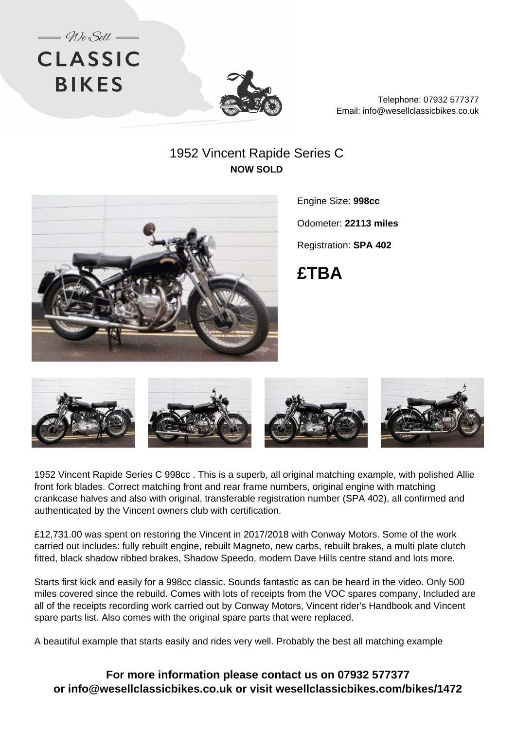We Sell

# CLASSIC BIKES

Telephone: 07932 577377
Email: info@wesellclassicbikes.co.uk

## 1952 Vincent Rapide Series C

**NOW SOLD**

Engine Size: **998cc**

Odometer: **22113 miles**

Registration: **SPA 402**

# £TBA

1952 Vincent Rapide Series C 998cc . This is a superb, all original matching example, with polished Allie front fork blades. Correct matching front and rear frame numbers, original engine with matching crankcase halves and also with original, transferable registration number (SPA 402), all confirmed and authenticated by the Vincent owners club with certification.

£12,731.00 was spent on restoring the Vincent in 2017/2018 with Conway Motors. Some of the work carried out includes: fully rebuilt engine, rebuilt Magneto, new carbs, rebuilt brakes, a multi plate clutch fitted, black shadow ribbed brakes, Shadow Speedo, modern Dave Hills centre stand and lots more.

Starts first kick and easily for a 998cc classic. Sounds fantastic as can be heard in the video. Only 500 miles covered since the rebuild. Comes with lots of receipts from the VOC spares company, Included are all of the receipts recording work carried out by Conway Motors, Vincent rider's Handbook and Vincent spare parts list. Also comes with the original spare parts that were replaced.

A beautiful example that starts easily and rides very well. Probably the best all matching example

**For more information please contact us on 07932 577377 or info@wesellclassicbikes.co.uk or visit wesellclassicbikes.com/bikes/1472**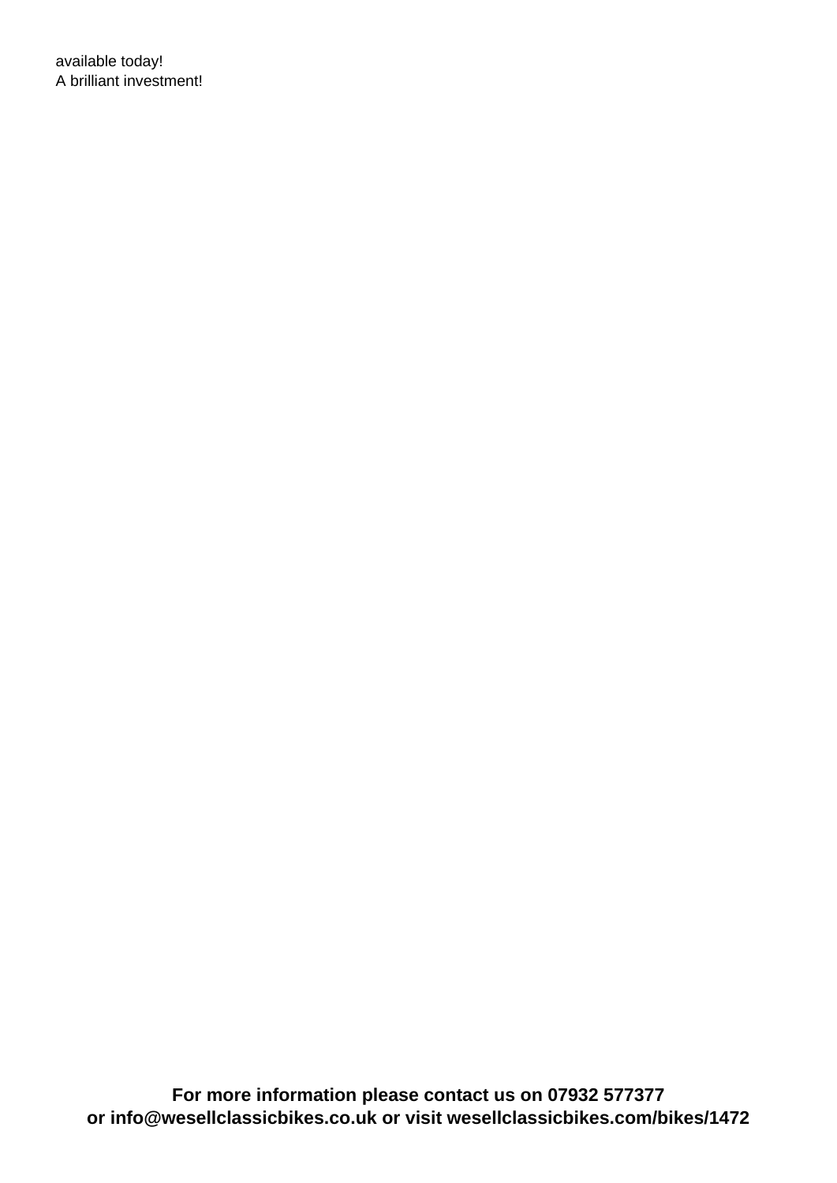available today!
A brilliant investment!

**For more information please contact us on 07932 577377**
**or info@wesellclassicbikes.co.uk or visit wesellclassicbikes.com/bikes/1472**